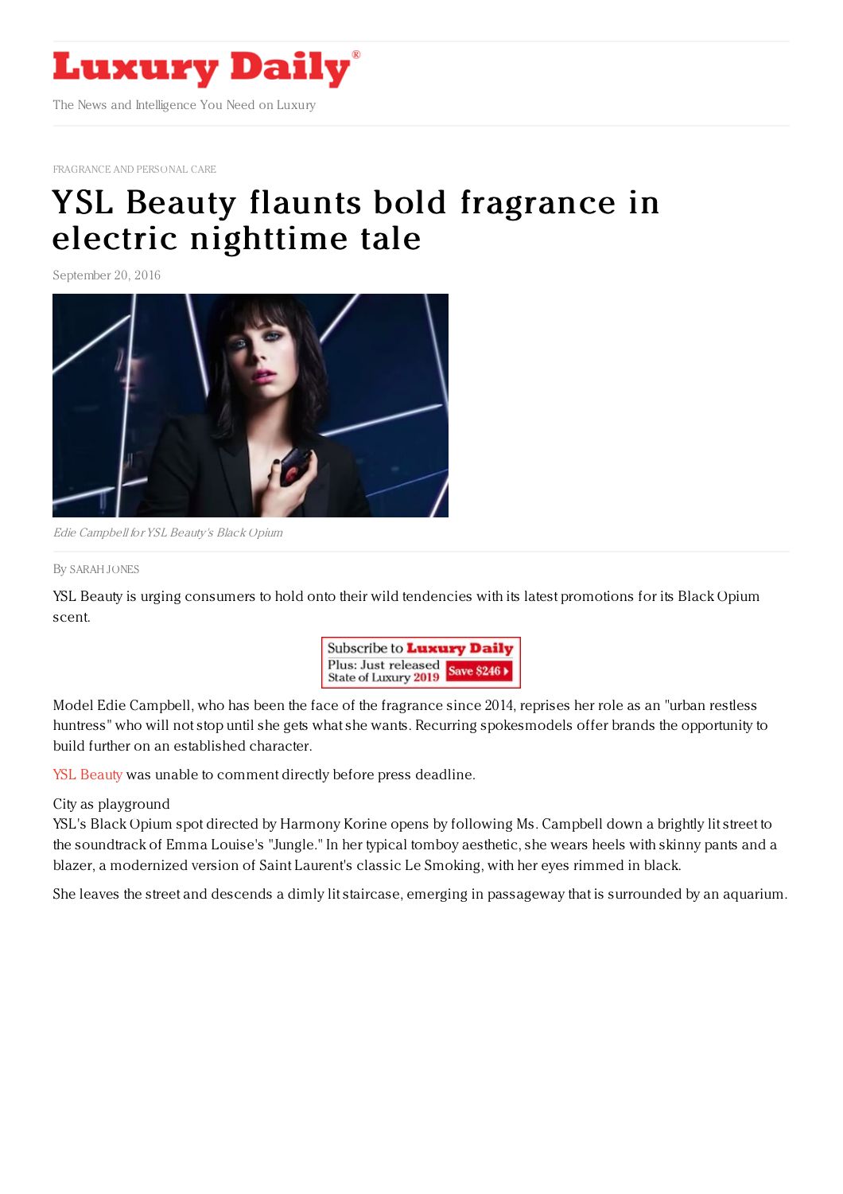FRAGRANCE AND PERSONAL CARE

# YSL Beauty flaunts bold fragrance in electric nighttime tale

September 20, 2016

*Edie Campbell for YSL Beauty's Black Opium*

By SARAH JONES

YSL Beauty is urging consumers to hold onto their wild tendencies with its latest promotions for its Black Opium scent.

Model Edie Campbell, who has been the face of the fragrance since 2014, reprises her role as an "urban restless huntress" who will not stop until she gets what she wants. Recurring spokesmodels offer brands the opportunity to build further on an established character.

YSL Beauty was unable to comment directly before press deadline.

City as playground

YSL's Black Opium spot directed by Harmony Korine opens by following Ms. Campbell down a brightly lit street to the soundtrack of Emma Louise's "Jungle." In her typical tomboy aesthetic, she wears heels with skinny pants and a blazer, a modernized version of Saint Laurent's classic Le Smoking, with her eyes rimmed in black.

She leaves the street and descends a dimly lit staircase, emerging in passageway that is surrounded by an aquarium.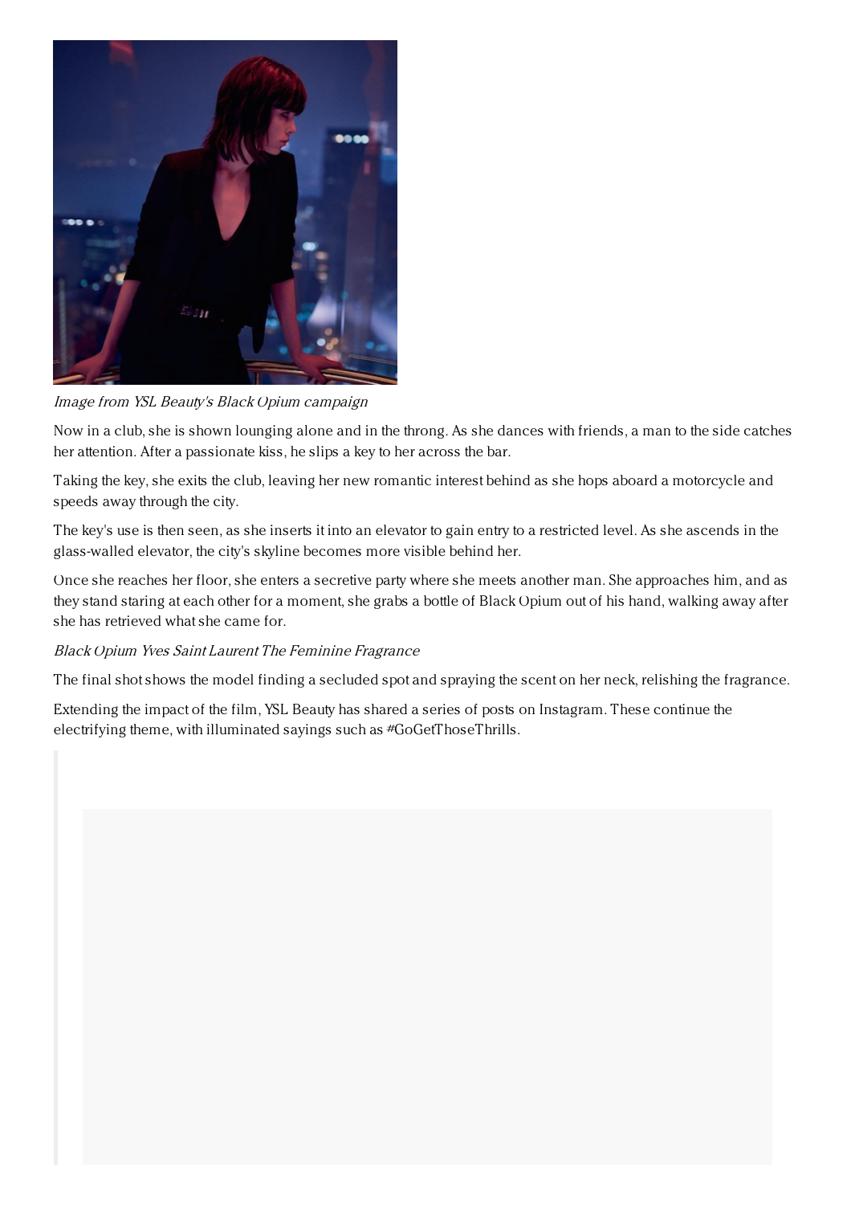*Image from YSL Beauty's Black Opium campaign*

Now in a club, she is shown lounging alone and in the throng. As she dances with friends, a man to the side catches her attention. After a passionate kiss, he slips a key to her across the bar.

Taking the key, she exits the club, leaving her new romantic interest behind as she hops aboard a motorcycle and speeds away through the city.

The key's use is then seen, as she inserts it into an elevator to gain entry to a restricted level. As she ascends in the glass-walled elevator, the city's skyline becomes more visible behind her.

Once she reaches her floor, she enters a secretive party where she meets another man. She approaches him, and as they stand staring at each other for a moment, she grabs a bottle of Black Opium out of his hand, walking away after she has retrieved what she came for.

*Black Opium Yves Saint Laurent The Feminine Fragrance*

The final shot shows the model finding a secluded spot and spraying the scent on her neck, relishing the fragrance.

Extending the impact of the film, YSL Beauty has shared a series of posts on Instagram. These continue the electrifying theme, with illuminated sayings such as #GoGetThoseThrills.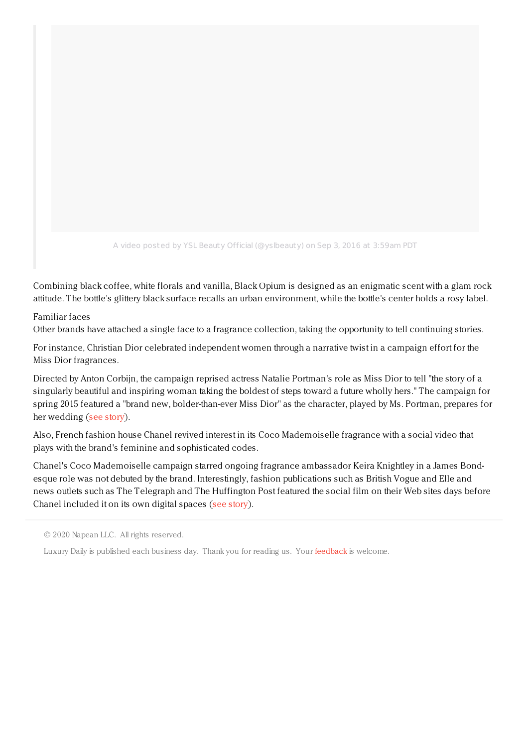A video posted by YSL Beauty Official (@yslbeauty) on Sep 3, 2016 at 3:59am PDT

Combining black coffee, white florals and vanilla, Black Opium is designed as an enigmatic scent with a glam rock attitude. The bottle's glittery black surface recalls an urban environment, while the bottle's center holds a rosy label.

Familiar faces

Other brands have attached a single face to a fragrance collection, taking the opportunity to tell continuing stories.

For instance, Christian Dior celebrated independent women through a narrative twist in a campaign effort for the Miss Dior fragrances.

Directed by Anton Corbijn, the campaign reprised actress Natalie Portman's role as Miss Dior to tell "the story of a singularly beautiful and inspiring woman taking the boldest of steps toward a future wholly hers." The campaign for spring 2015 featured a "brand new, bolder-than-ever Miss Dior" as the character, played by Ms. Portman, prepares for her wedding (see story).

Also, French fashion house Chanel revived interest in its Coco Mademoiselle fragrance with a social video that plays with the brand's feminine and sophisticated codes.

Chanel's Coco Mademoiselle campaign starred ongoing fragrance ambassador Keira Knightley in a James Bond-esque role was not debuted by the brand. Interestingly, fashion publications such as British Vogue and Elle and news outlets such as The Telegraph and The Huffington Post featured the social film on their Web sites days before Chanel included it on its own digital spaces (see story).

© 2020 Napean LLC. All rights reserved.

Luxury Daily is published each business day. Thank you for reading us. Your feedback is welcome.